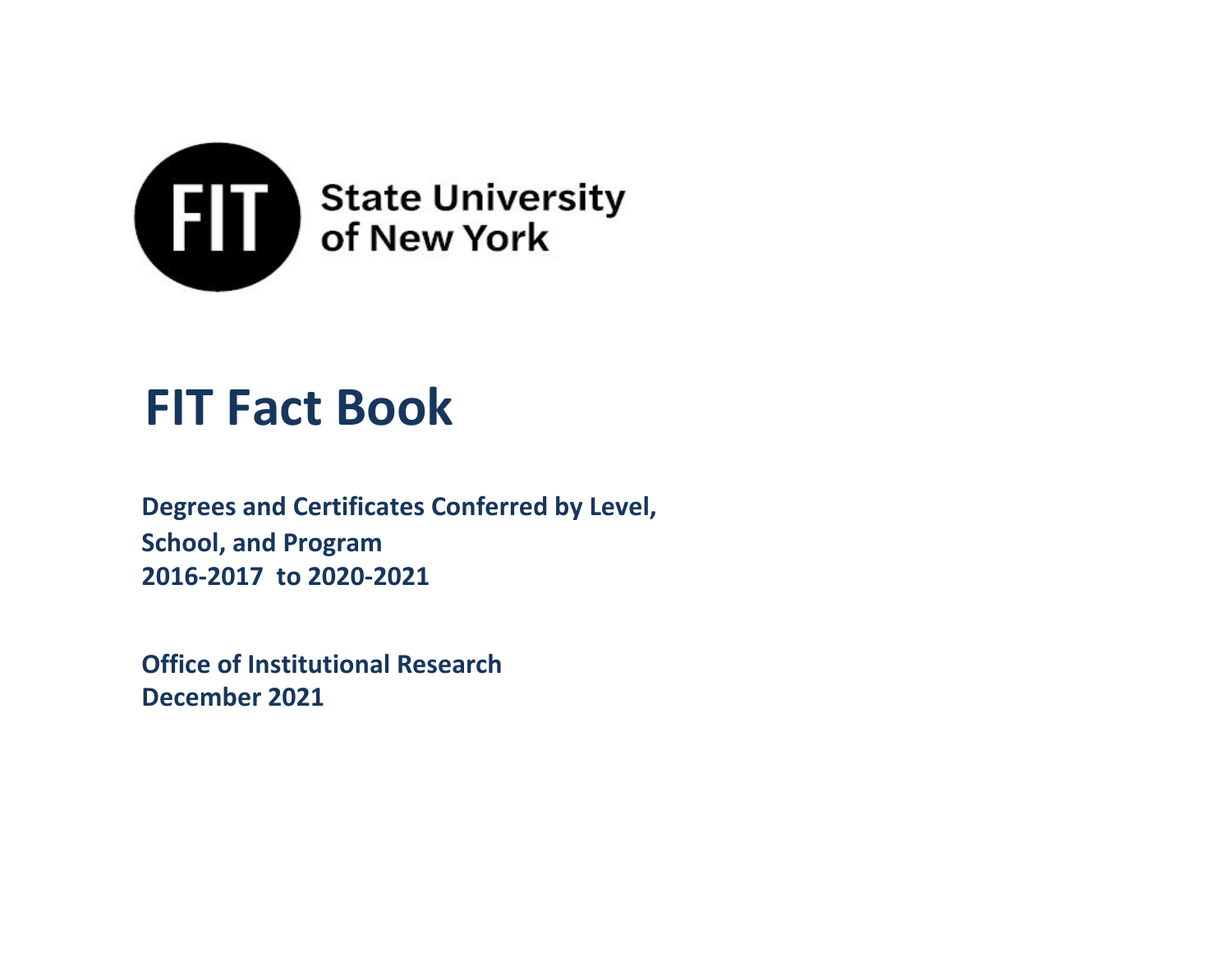FIT State University of New York

# FIT Fact Book

**Degrees and Certificates Conferred by Level, School, and Program**
**2016-2017 to 2020-2021**

**Office of Institutional Research**
**December 2021**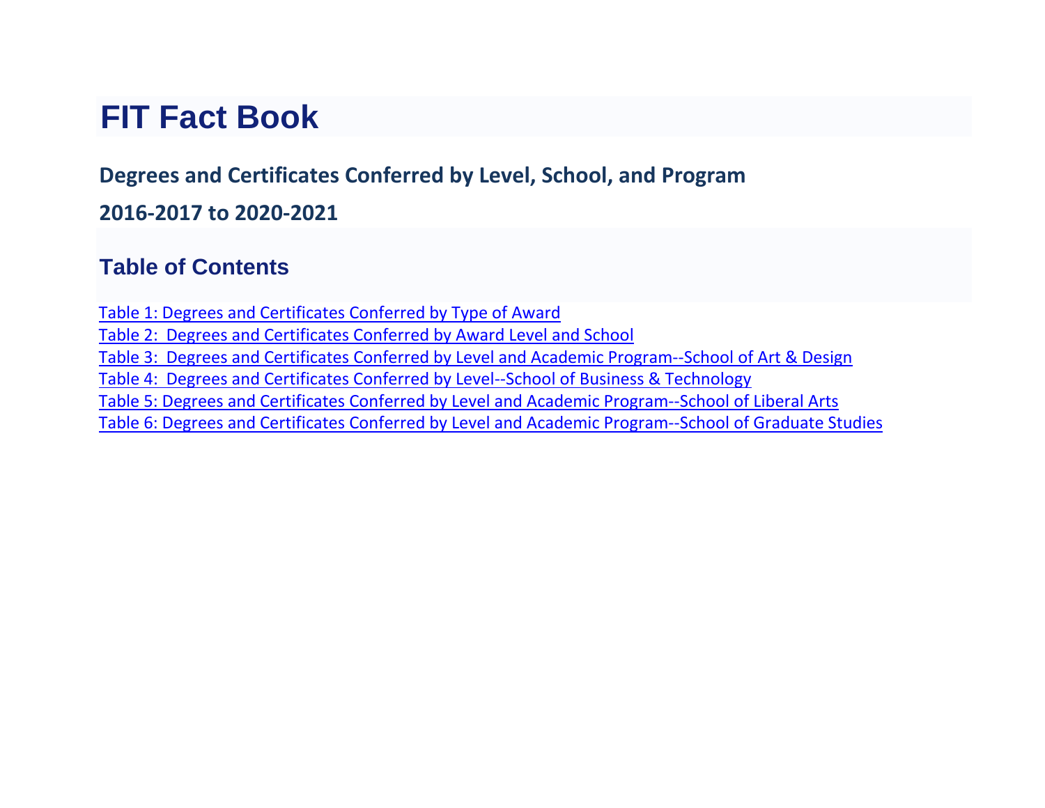# FIT Fact Book

## Degrees and Certificates Conferred by Level, School, and Program

## 2016-2017 to 2020-2021

## Table of Contents

- Table 1: Degrees and Certificates Conferred by Type of Award
- Table 2:  Degrees and Certificates Conferred by Award Level and School
- Table 3:  Degrees and Certificates Conferred by Level and Academic Program--School of Art & Design
- Table 4:  Degrees and Certificates Conferred by Level--School of Business & Technology
- Table 5: Degrees and Certificates Conferred by Level and Academic Program--School of Liberal Arts
- Table 6: Degrees and Certificates Conferred by Level and Academic Program--School of Graduate Studies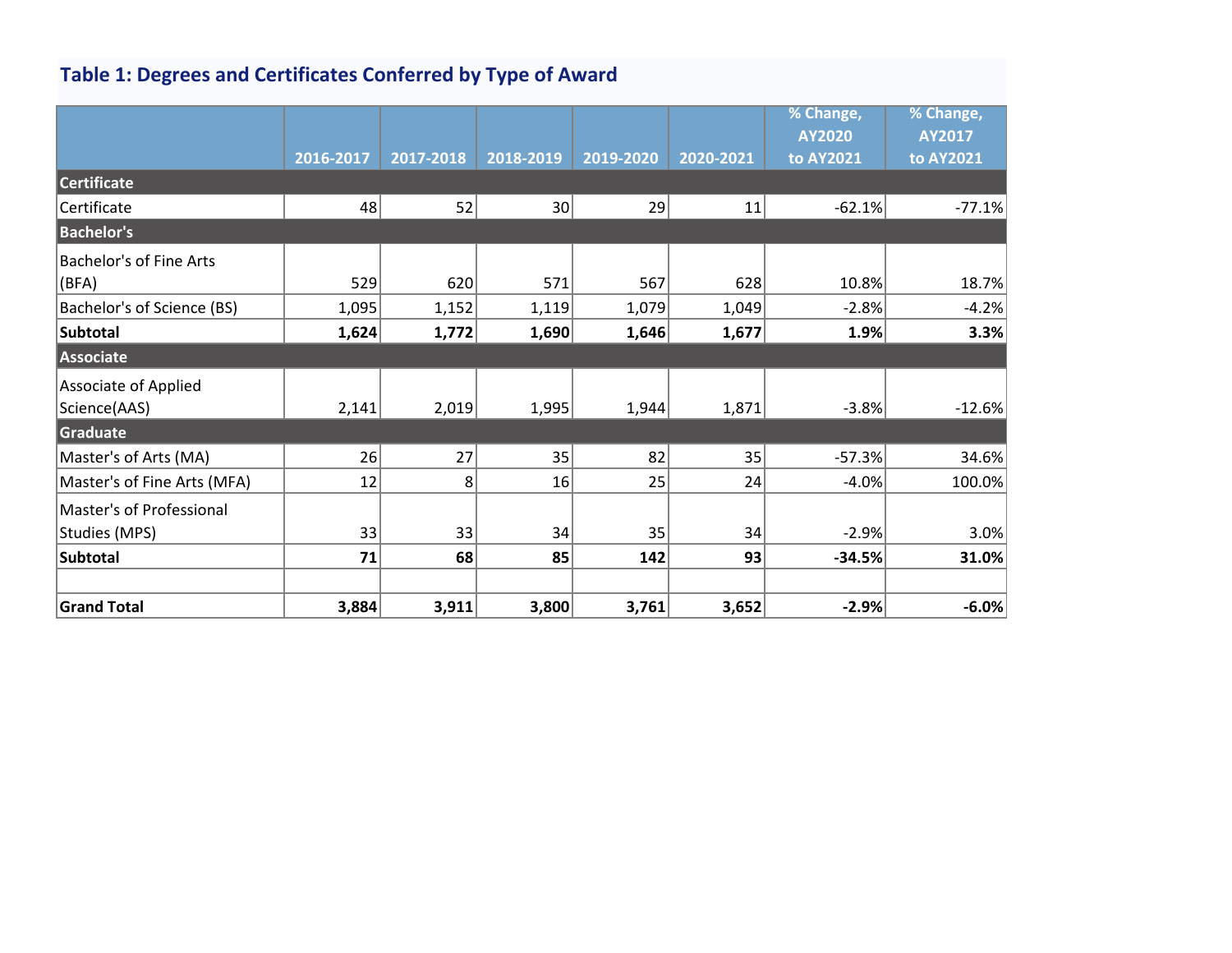### Table 1: Degrees and Certificates Conferred by Type of Award

| | 2016-2017 | 2017-2018 | 2018-2019 | 2019-2020 | 2020-2021 | % Change, AY2020 to AY2021 | % Change, AY2017 to AY2021 |
|---|---|---|---|---|---|---|---|
| **Certificate** | | | | | | | |
| Certificate | 48 | 52 | 30 | 29 | 11 | -62.1% | -77.1% |
| **Bachelor's** | | | | | | | |
| Bachelor's of Fine Arts (BFA) | 529 | 620 | 571 | 567 | 628 | 10.8% | 18.7% |
| Bachelor's of Science (BS) | 1,095 | 1,152 | 1,119 | 1,079 | 1,049 | -2.8% | -4.2% |
| **Subtotal** | **1,624** | **1,772** | **1,690** | **1,646** | **1,677** | **1.9%** | **3.3%** |
| **Associate** | | | | | | | |
| Associate of Applied Science(AAS) | 2,141 | 2,019 | 1,995 | 1,944 | 1,871 | -3.8% | -12.6% |
| **Graduate** | | | | | | | |
| Master's of Arts (MA) | 26 | 27 | 35 | 82 | 35 | -57.3% | 34.6% |
| Master's of Fine Arts (MFA) | 12 | 8 | 16 | 25 | 24 | -4.0% | 100.0% |
| Master's of Professional Studies (MPS) | 33 | 33 | 34 | 35 | 34 | -2.9% | 3.0% |
| **Subtotal** | **71** | **68** | **85** | **142** | **93** | **-34.5%** | **31.0%** |
| | | | | | | | |
| **Grand Total** | **3,884** | **3,911** | **3,800** | **3,761** | **3,652** | **-2.9%** | **-6.0%** |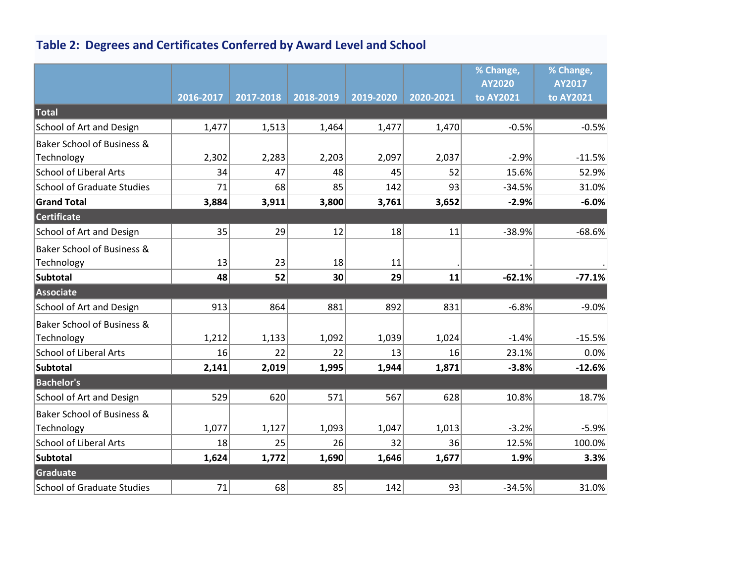## Table 2: Degrees and Certificates Conferred by Award Level and School

| | 2016-2017 | 2017-2018 | 2018-2019 | 2019-2020 | 2020-2021 | % Change, AY2020 to AY2021 | % Change, AY2017 to AY2021 |
|---|---|---|---|---|---|---|---|
| **Total** | | | | | | | |
| School of Art and Design | 1,477 | 1,513 | 1,464 | 1,477 | 1,470 | -0.5% | -0.5% |
| Baker School of Business & Technology | 2,302 | 2,283 | 2,203 | 2,097 | 2,037 | -2.9% | -11.5% |
| School of Liberal Arts | 34 | 47 | 48 | 45 | 52 | 15.6% | 52.9% |
| School of Graduate Studies | 71 | 68 | 85 | 142 | 93 | -34.5% | 31.0% |
| **Grand Total** | **3,884** | **3,911** | **3,800** | **3,761** | **3,652** | **-2.9%** | **-6.0%** |
| **Certificate** | | | | | | | |
| School of Art and Design | 35 | 29 | 12 | 18 | 11 | -38.9% | -68.6% |
| Baker School of Business & Technology | 13 | 23 | 18 | 11 | . | . | . |
| **Subtotal** | **48** | **52** | **30** | **29** | **11** | **-62.1%** | **-77.1%** |
| **Associate** | | | | | | | |
| School of Art and Design | 913 | 864 | 881 | 892 | 831 | -6.8% | -9.0% |
| Baker School of Business & Technology | 1,212 | 1,133 | 1,092 | 1,039 | 1,024 | -1.4% | -15.5% |
| School of Liberal Arts | 16 | 22 | 22 | 13 | 16 | 23.1% | 0.0% |
| **Subtotal** | **2,141** | **2,019** | **1,995** | **1,944** | **1,871** | **-3.8%** | **-12.6%** |
| **Bachelor's** | | | | | | | |
| School of Art and Design | 529 | 620 | 571 | 567 | 628 | 10.8% | 18.7% |
| Baker School of Business & Technology | 1,077 | 1,127 | 1,093 | 1,047 | 1,013 | -3.2% | -5.9% |
| School of Liberal Arts | 18 | 25 | 26 | 32 | 36 | 12.5% | 100.0% |
| **Subtotal** | **1,624** | **1,772** | **1,690** | **1,646** | **1,677** | **1.9%** | **3.3%** |
| **Graduate** | | | | | | | |
| School of Graduate Studies | 71 | 68 | 85 | 142 | 93 | -34.5% | 31.0% |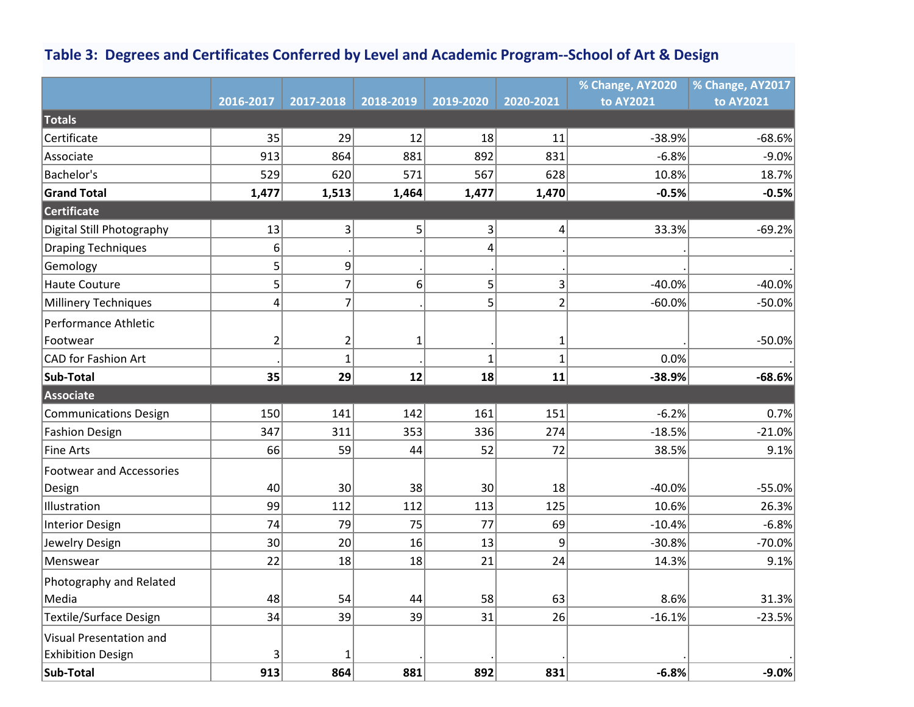### Table 3: Degrees and Certificates Conferred by Level and Academic Program--School of Art & Design

| | 2016-2017 | 2017-2018 | 2018-2019 | 2019-2020 | 2020-2021 | % Change, AY2020 to AY2021 | % Change, AY2017 to AY2021 |
|---|---|---|---|---|---|---|---|
| **Totals** | | | | | | | |
| Certificate | 35 | 29 | 12 | 18 | 11 | -38.9% | -68.6% |
| Associate | 913 | 864 | 881 | 892 | 831 | -6.8% | -9.0% |
| Bachelor's | 529 | 620 | 571 | 567 | 628 | 10.8% | 18.7% |
| **Grand Total** | **1,477** | **1,513** | **1,464** | **1,477** | **1,470** | **-0.5%** | **-0.5%** |
| **Certificate** | | | | | | | |
| Digital Still Photography | 13 | 3 | 5 | 3 | 4 | 33.3% | -69.2% |
| Draping Techniques | 6 | . | . | 4 | . | . | . |
| Gemology | 5 | 9 | . | . | . | . | . |
| Haute Couture | 5 | 7 | 6 | 5 | 3 | -40.0% | -40.0% |
| Millinery Techniques | 4 | 7 | . | 5 | 2 | -60.0% | -50.0% |
| Performance Athletic Footwear | 2 | 2 | 1 | . | 1 | . | -50.0% |
| CAD for Fashion Art | . | 1 | . | 1 | 1 | 0.0% | . |
| **Sub-Total** | **35** | **29** | **12** | **18** | **11** | **-38.9%** | **-68.6%** |
| **Associate** | | | | | | | |
| Communications Design | 150 | 141 | 142 | 161 | 151 | -6.2% | 0.7% |
| Fashion Design | 347 | 311 | 353 | 336 | 274 | -18.5% | -21.0% |
| Fine Arts | 66 | 59 | 44 | 52 | 72 | 38.5% | 9.1% |
| Footwear and Accessories Design | 40 | 30 | 38 | 30 | 18 | -40.0% | -55.0% |
| Illustration | 99 | 112 | 112 | 113 | 125 | 10.6% | 26.3% |
| Interior Design | 74 | 79 | 75 | 77 | 69 | -10.4% | -6.8% |
| Jewelry Design | 30 | 20 | 16 | 13 | 9 | -30.8% | -70.0% |
| Menswear | 22 | 18 | 18 | 21 | 24 | 14.3% | 9.1% |
| Photography and Related Media | 48 | 54 | 44 | 58 | 63 | 8.6% | 31.3% |
| Textile/Surface Design | 34 | 39 | 39 | 31 | 26 | -16.1% | -23.5% |
| Visual Presentation and Exhibition Design | 3 | 1 | . | . | . | . | . |
| **Sub-Total** | **913** | **864** | **881** | **892** | **831** | **-6.8%** | **-9.0%** |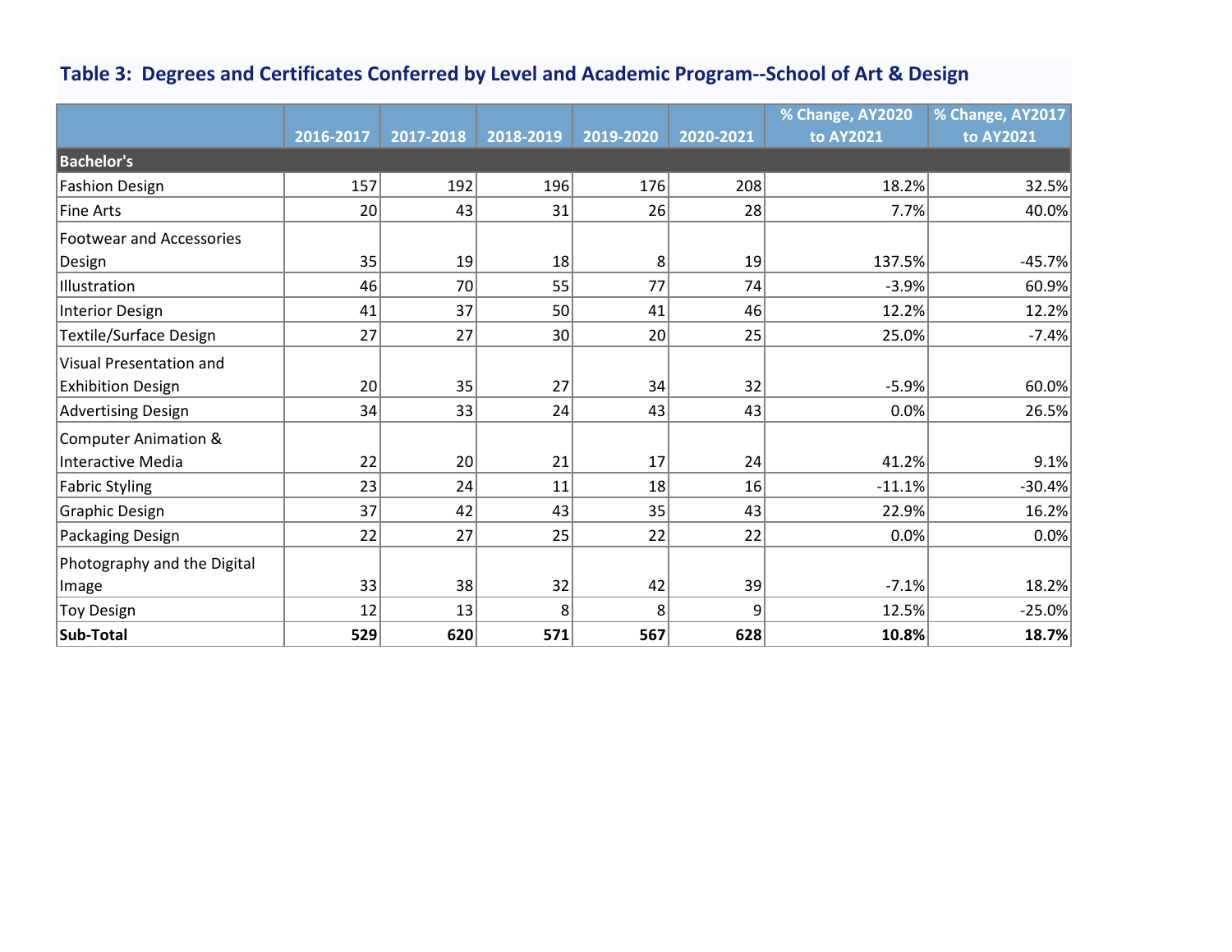## Table 3: Degrees and Certificates Conferred by Level and Academic Program--School of Art & Design

| | 2016-2017 | 2017-2018 | 2018-2019 | 2019-2020 | 2020-2021 | % Change, AY2020 to AY2021 | % Change, AY2017 to AY2021 |
|---|---|---|---|---|---|---|---|
| **Bachelor's** | | | | | | | |
| Fashion Design | 157 | 192 | 196 | 176 | 208 | 18.2% | 32.5% |
| Fine Arts | 20 | 43 | 31 | 26 | 28 | 7.7% | 40.0% |
| Footwear and Accessories Design | 35 | 19 | 18 | 8 | 19 | 137.5% | -45.7% |
| Illustration | 46 | 70 | 55 | 77 | 74 | -3.9% | 60.9% |
| Interior Design | 41 | 37 | 50 | 41 | 46 | 12.2% | 12.2% |
| Textile/Surface Design | 27 | 27 | 30 | 20 | 25 | 25.0% | -7.4% |
| Visual Presentation and Exhibition Design | 20 | 35 | 27 | 34 | 32 | -5.9% | 60.0% |
| Advertising Design | 34 | 33 | 24 | 43 | 43 | 0.0% | 26.5% |
| Computer Animation & Interactive Media | 22 | 20 | 21 | 17 | 24 | 41.2% | 9.1% |
| Fabric Styling | 23 | 24 | 11 | 18 | 16 | -11.1% | -30.4% |
| Graphic Design | 37 | 42 | 43 | 35 | 43 | 22.9% | 16.2% |
| Packaging Design | 22 | 27 | 25 | 22 | 22 | 0.0% | 0.0% |
| Photography and the Digital Image | 33 | 38 | 32 | 42 | 39 | -7.1% | 18.2% |
| Toy Design | 12 | 13 | 8 | 8 | 9 | 12.5% | -25.0% |
| **Sub-Total** | **529** | **620** | **571** | **567** | **628** | **10.8%** | **18.7%** |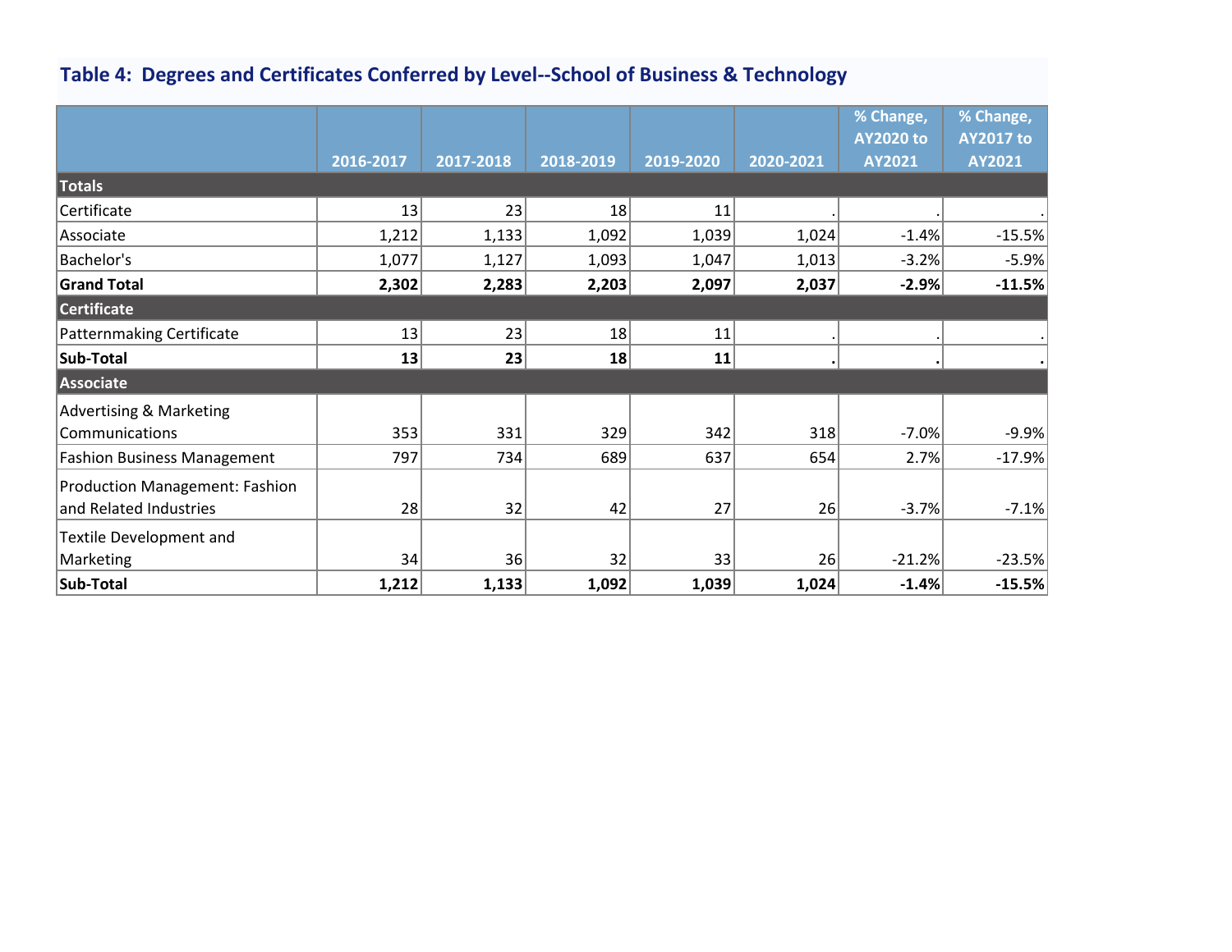## Table 4: Degrees and Certificates Conferred by Level--School of Business & Technology

| | 2016-2017 | 2017-2018 | 2018-2019 | 2019-2020 | 2020-2021 | % Change, AY2020 to AY2021 | % Change, AY2017 to AY2021 |
|---|---|---|---|---|---|---|---|
| **Totals** | | | | | | | |
| Certificate | 13 | 23 | 18 | 11 | . | . | . |
| Associate | 1,212 | 1,133 | 1,092 | 1,039 | 1,024 | -1.4% | -15.5% |
| Bachelor's | 1,077 | 1,127 | 1,093 | 1,047 | 1,013 | -3.2% | -5.9% |
| **Grand Total** | **2,302** | **2,283** | **2,203** | **2,097** | **2,037** | **-2.9%** | **-11.5%** |
| **Certificate** | | | | | | | |
| Patternmaking Certificate | 13 | 23 | 18 | 11 | . | . | . |
| **Sub-Total** | **13** | **23** | **18** | **11** | **.** | **.** | **.** |
| **Associate** | | | | | | | |
| Advertising & Marketing Communications | 353 | 331 | 329 | 342 | 318 | -7.0% | -9.9% |
| Fashion Business Management | 797 | 734 | 689 | 637 | 654 | 2.7% | -17.9% |
| Production Management: Fashion and Related Industries | 28 | 32 | 42 | 27 | 26 | -3.7% | -7.1% |
| Textile Development and Marketing | 34 | 36 | 32 | 33 | 26 | -21.2% | -23.5% |
| **Sub-Total** | **1,212** | **1,133** | **1,092** | **1,039** | **1,024** | **-1.4%** | **-15.5%** |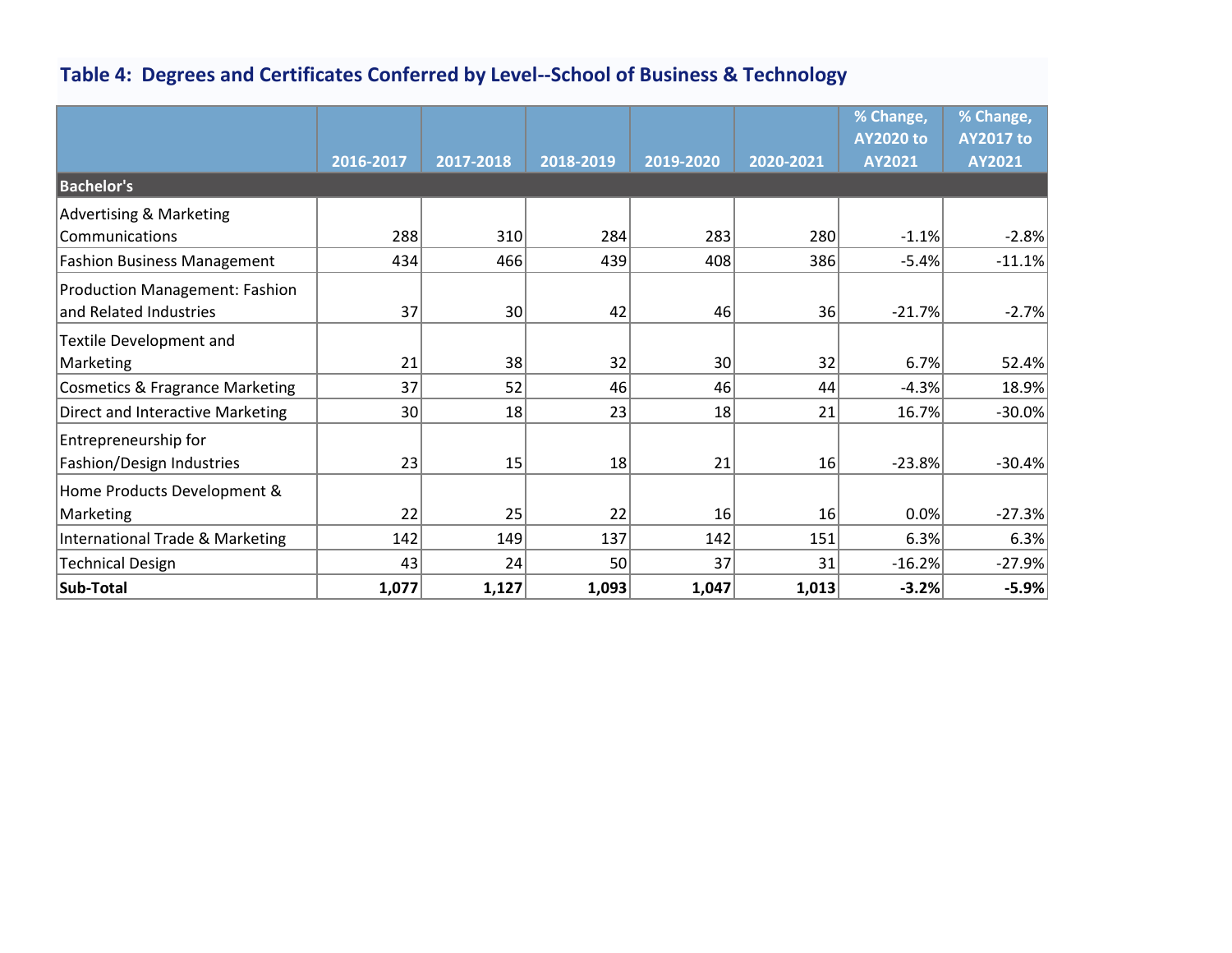### Table 4: Degrees and Certificates Conferred by Level--School of Business & Technology

| | 2016-2017 | 2017-2018 | 2018-2019 | 2019-2020 | 2020-2021 | % Change, AY2020 to AY2021 | % Change, AY2017 to AY2021 |
|---|---|---|---|---|---|---|---|
| **Bachelor's** | | | | | | | |
| Advertising & Marketing Communications | 288 | 310 | 284 | 283 | 280 | -1.1% | -2.8% |
| Fashion Business Management | 434 | 466 | 439 | 408 | 386 | -5.4% | -11.1% |
| Production Management: Fashion and Related Industries | 37 | 30 | 42 | 46 | 36 | -21.7% | -2.7% |
| Textile Development and Marketing | 21 | 38 | 32 | 30 | 32 | 6.7% | 52.4% |
| Cosmetics & Fragrance Marketing | 37 | 52 | 46 | 46 | 44 | -4.3% | 18.9% |
| Direct and Interactive Marketing | 30 | 18 | 23 | 18 | 21 | 16.7% | -30.0% |
| Entrepreneurship for Fashion/Design Industries | 23 | 15 | 18 | 21 | 16 | -23.8% | -30.4% |
| Home Products Development & Marketing | 22 | 25 | 22 | 16 | 16 | 0.0% | -27.3% |
| International Trade & Marketing | 142 | 149 | 137 | 142 | 151 | 6.3% | 6.3% |
| Technical Design | 43 | 24 | 50 | 37 | 31 | -16.2% | -27.9% |
| **Sub-Total** | **1,077** | **1,127** | **1,093** | **1,047** | **1,013** | **-3.2%** | **-5.9%** |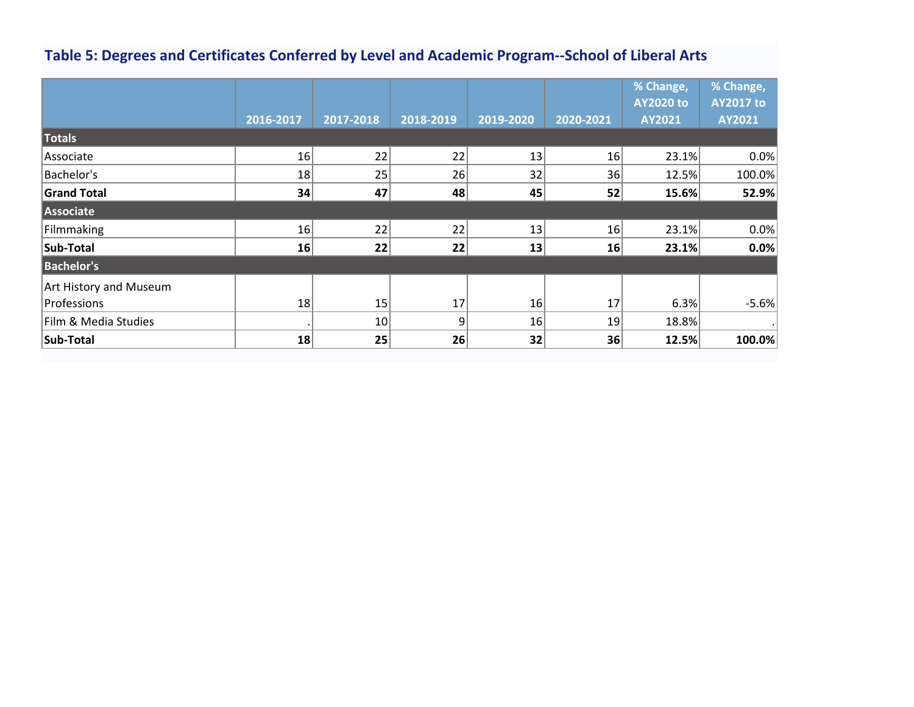## Table 5: Degrees and Certificates Conferred by Level and Academic Program--School of Liberal Arts

| | 2016-2017 | 2017-2018 | 2018-2019 | 2019-2020 | 2020-2021 | % Change, AY2020 to AY2021 | % Change, AY2017 to AY2021 |
|---|---|---|---|---|---|---|---|
| **Totals** | | | | | | | |
| Associate | 16 | 22 | 22 | 13 | 16 | 23.1% | 0.0% |
| Bachelor's | 18 | 25 | 26 | 32 | 36 | 12.5% | 100.0% |
| **Grand Total** | **34** | **47** | **48** | **45** | **52** | **15.6%** | **52.9%** |
| **Associate** | | | | | | | |
| Filmmaking | 16 | 22 | 22 | 13 | 16 | 23.1% | 0.0% |
| **Sub-Total** | **16** | **22** | **22** | **13** | **16** | **23.1%** | **0.0%** |
| **Bachelor's** | | | | | | | |
| Art History and Museum Professions | 18 | 15 | 17 | 16 | 17 | 6.3% | -5.6% |
| Film & Media Studies | . | 10 | 9 | 16 | 19 | 18.8% | . |
| **Sub-Total** | **18** | **25** | **26** | **32** | **36** | **12.5%** | **100.0%** |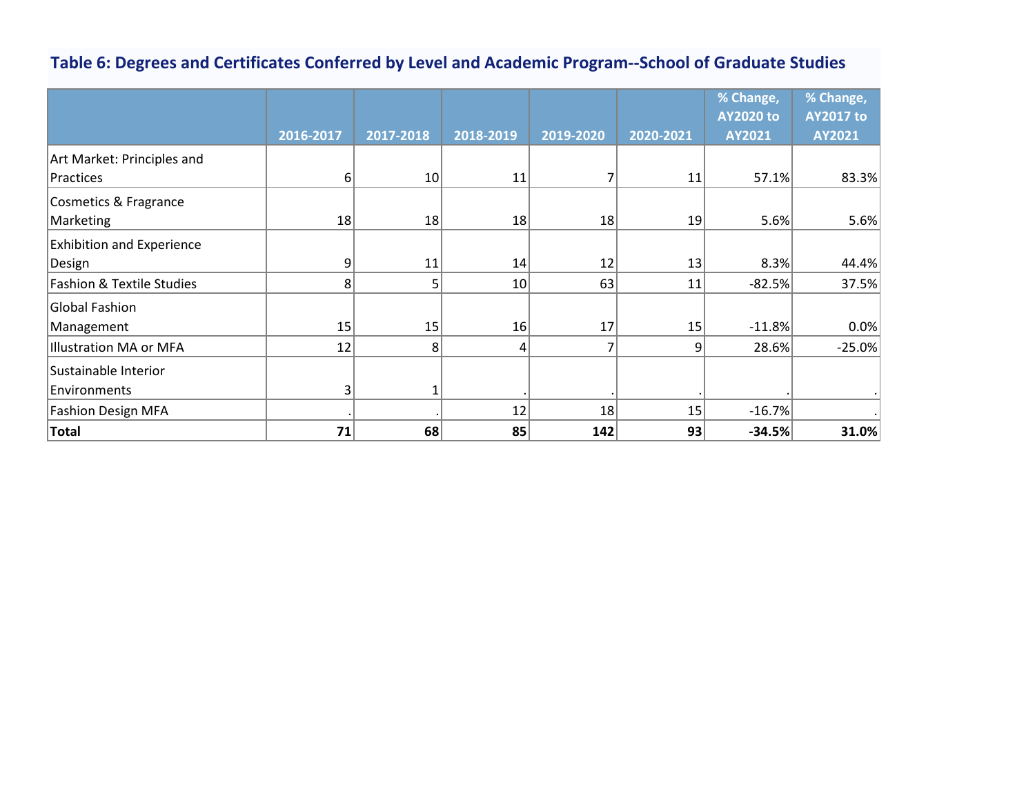## Table 6: Degrees and Certificates Conferred by Level and Academic Program--School of Graduate Studies

| | 2016-2017 | 2017-2018 | 2018-2019 | 2019-2020 | 2020-2021 | % Change, AY2020 to AY2021 | % Change, AY2017 to AY2021 |
|---|---|---|---|---|---|---|---|
| Art Market: Principles and Practices | 6 | 10 | 11 | 7 | 11 | 57.1% | 83.3% |
| Cosmetics & Fragrance Marketing | 18 | 18 | 18 | 18 | 19 | 5.6% | 5.6% |
| Exhibition and Experience Design | 9 | 11 | 14 | 12 | 13 | 8.3% | 44.4% |
| Fashion & Textile Studies | 8 | 5 | 10 | 63 | 11 | -82.5% | 37.5% |
| Global Fashion Management | 15 | 15 | 16 | 17 | 15 | -11.8% | 0.0% |
| Illustration MA or MFA | 12 | 8 | 4 | 7 | 9 | 28.6% | -25.0% |
| Sustainable Interior Environments | 3 | 1 | . | . | . | . | . |
| Fashion Design MFA | . | . | 12 | 18 | 15 | -16.7% | . |
| **Total** | **71** | **68** | **85** | **142** | **93** | **-34.5%** | **31.0%** |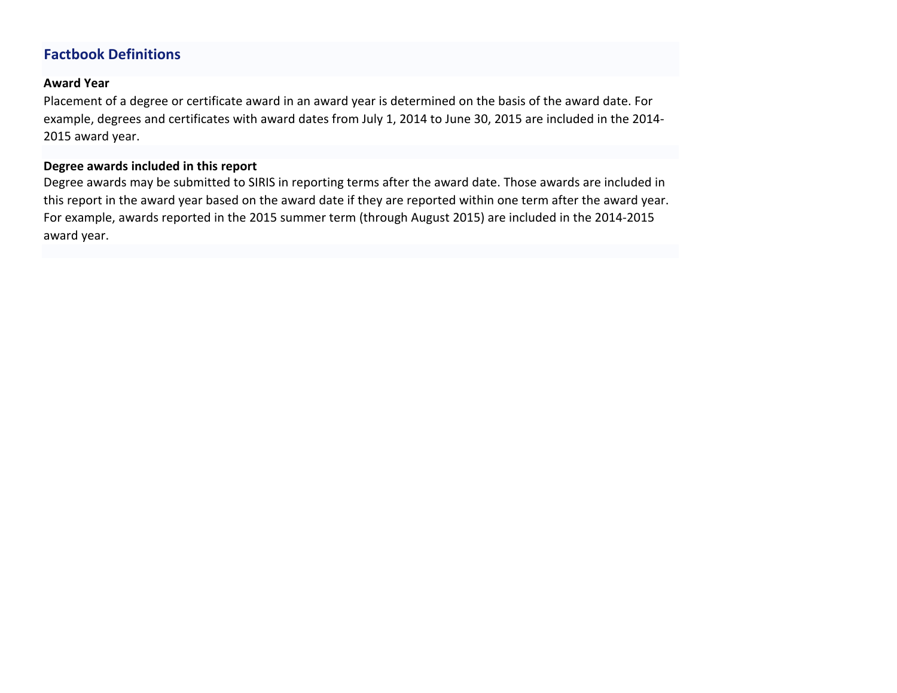## Factbook Definitions

**Award Year**

Placement of a degree or certificate award in an award year is determined on the basis of the award date. For example, degrees and certificates with award dates from July 1, 2014 to June 30, 2015 are included in the 2014-2015 award year.

**Degree awards included in this report**

Degree awards may be submitted to SIRIS in reporting terms after the award date. Those awards are included in this report in the award year based on the award date if they are reported within one term after the award year. For example, awards reported in the 2015 summer term (through August 2015) are included in the 2014-2015 award year.